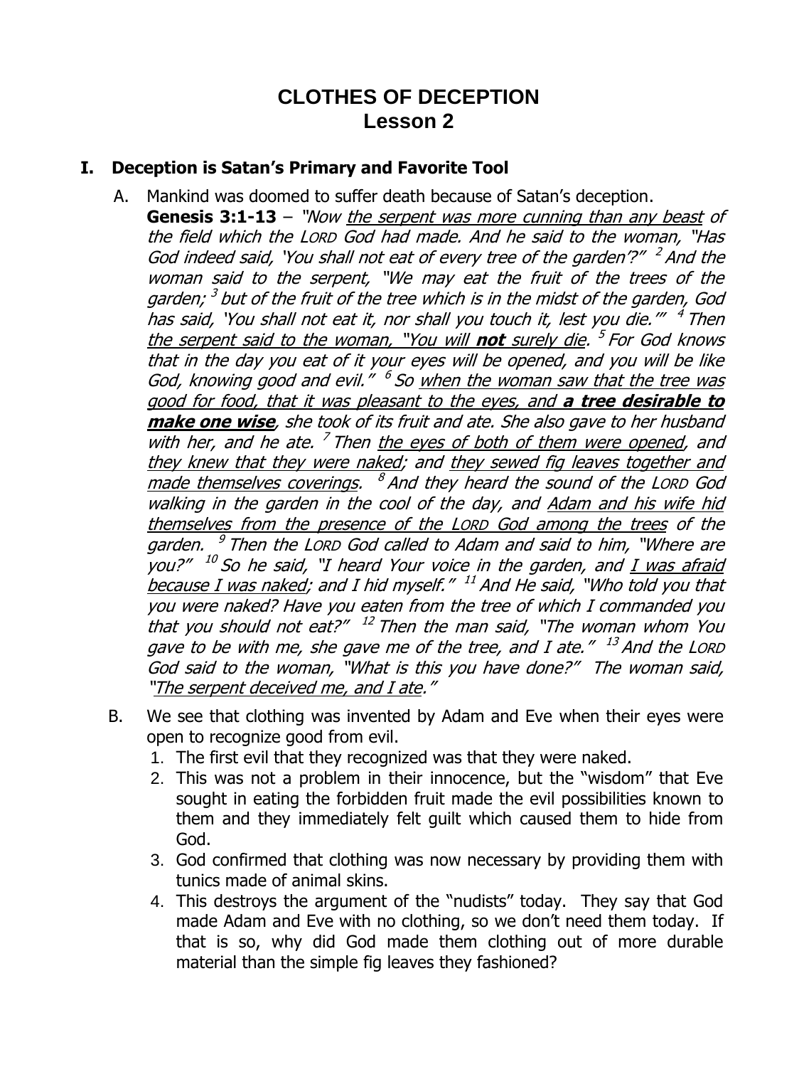# CLOTHES OF DECEPTION
## Lesson 2

### I. Deception is Satan's Primary and Favorite Tool

A. Mankind was doomed to suffer death because of Satan's deception.

**Genesis 3:1-13** – *"Now the serpent was more cunning than any beast of the field which the LORD God had made. And he said to the woman, "Has God indeed said, 'You shall not eat of every tree of the garden'?" [2] And the woman said to the serpent, "We may eat the fruit of the trees of the garden; [3] but of the fruit of the tree which is in the midst of the garden, God has said, 'You shall not eat it, nor shall you touch it, lest you die.'" [4] Then the serpent said to the woman, "You will **not** surely die. [5] For God knows that in the day you eat of it your eyes will be opened, and you will be like God, knowing good and evil." [6] So when the woman saw that the tree was good for food, that it was pleasant to the eyes, and **a tree desirable to make one wise**, she took of its fruit and ate. She also gave to her husband with her, and he ate. [7] Then the eyes of both of them were opened, and they knew that they were naked; and they sewed fig leaves together and made themselves coverings. [8] And they heard the sound of the LORD God walking in the garden in the cool of the day, and Adam and his wife hid themselves from the presence of the LORD God among the trees of the garden. [9] Then the LORD God called to Adam and said to him, "Where are you?" [10] So he said, "I heard Your voice in the garden, and I was afraid because I was naked; and I hid myself." [11] And He said, "Who told you that you were naked? Have you eaten from the tree of which I commanded you that you should not eat?" [12] Then the man said, "The woman whom You gave to be with me, she gave me of the tree, and I ate." [13] And the LORD God said to the woman, "What is this you have done?" The woman said, "The serpent deceived me, and I ate."*

B. We see that clothing was invented by Adam and Eve when their eyes were open to recognize good from evil.

1. The first evil that they recognized was that they were naked.
2. This was not a problem in their innocence, but the "wisdom" that Eve sought in eating the forbidden fruit made the evil possibilities known to them and they immediately felt guilt which caused them to hide from God.
3. God confirmed that clothing was now necessary by providing them with tunics made of animal skins.
4. This destroys the argument of the "nudists" today. They say that God made Adam and Eve with no clothing, so we don't need them today. If that is so, why did God made them clothing out of more durable material than the simple fig leaves they fashioned?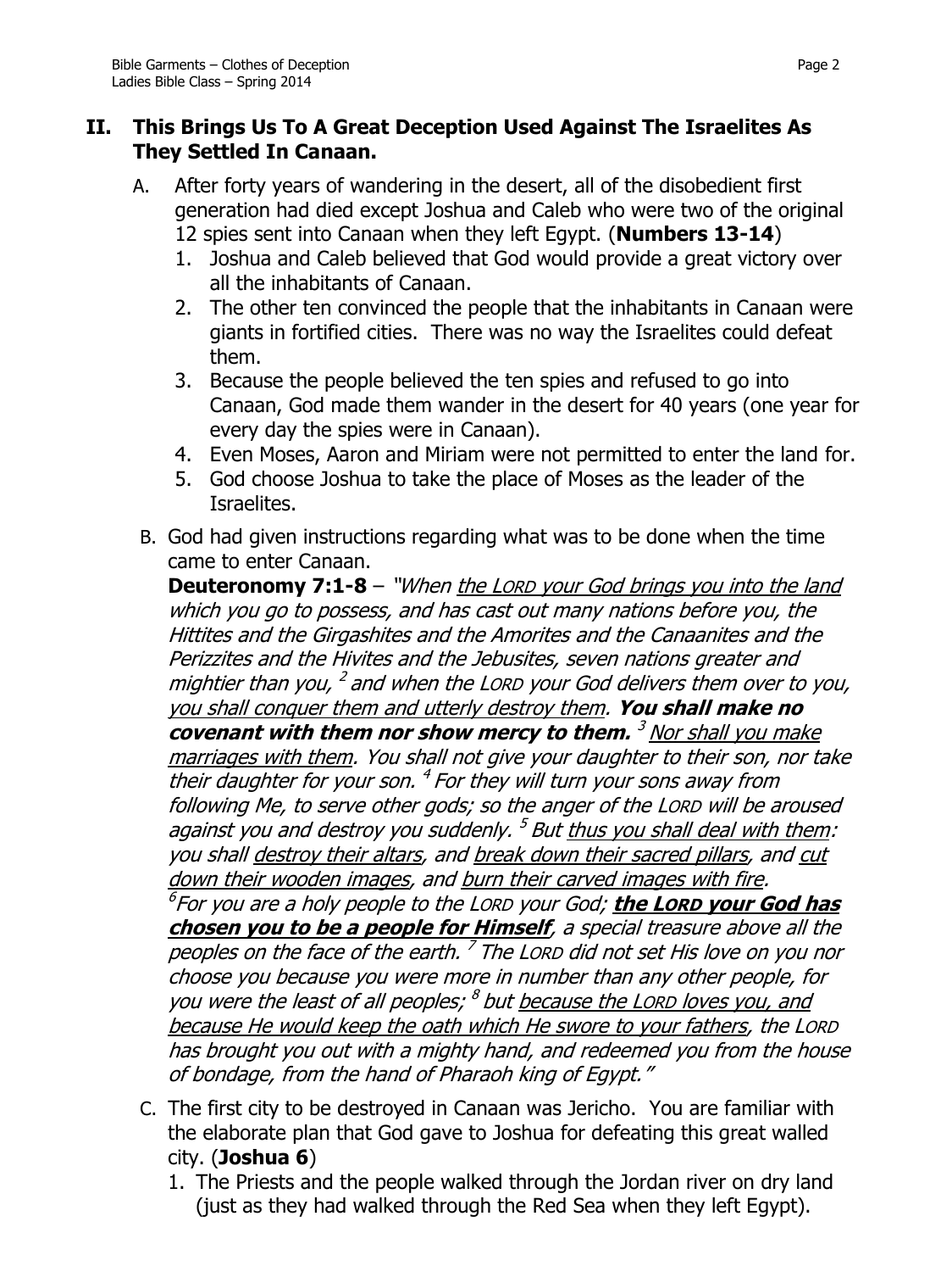## II. This Brings Us To A Great Deception Used Against The Israelites As They Settled In Canaan.

A. After forty years of wandering in the desert, all of the disobedient first generation had died except Joshua and Caleb who were two of the original 12 spies sent into Canaan when they left Egypt. (**Numbers 13-14**)

1. Joshua and Caleb believed that God would provide a great victory over all the inhabitants of Canaan.
2. The other ten convinced the people that the inhabitants in Canaan were giants in fortified cities. There was no way the Israelites could defeat them.
3. Because the people believed the ten spies and refused to go into Canaan, God made them wander in the desert for 40 years (one year for every day the spies were in Canaan).
4. Even Moses, Aaron and Miriam were not permitted to enter the land for.
5. God choose Joshua to take the place of Moses as the leader of the Israelites.

B. God had given instructions regarding what was to be done when the time came to enter Canaan.

**Deuteronomy 7:1-8** – *"When* *<u>the LORD your God brings you into the land</u>* *which you go to possess, and has cast out many nations before you, the Hittites and the Girgashites and the Amorites and the Canaanites and the Perizzites and the Hivites and the Jebusites, seven nations greater and mightier than you,* [2] *and when the LORD your God delivers them over to you,* *<u>you shall conquer them and utterly destroy them</u>.* ***You shall make no covenant with them nor show mercy to them.*** [3] *<u>Nor shall you make marriages with them</u>. You shall not give your daughter to their son, nor take their daughter for your son.* [4] *For they will turn your sons away from following Me, to serve other gods; so the anger of the LORD will be aroused against you and destroy you suddenly.* [5] *But* *<u>thus you shall deal with them</u>: you shall* *<u>destroy their altars</u>, and* *<u>break down their sacred pillars</u>, and* *<u>cut down their wooden images</u>, and* *<u>burn their carved images with fire</u>.* [6]*For you are a holy people to the LORD your God;* ***<u>the LORD your God has chosen you to be a people for Himself</u>****, a special treasure above all the peoples on the face of the earth.* [7] *The LORD did not set His love on you nor choose you because you were more in number than any other people, for you were the least of all peoples;* [8] *but* *<u>because the LORD loves you, and because He would keep the oath which He swore to your fathers</u>, the LORD has brought you out with a mighty hand, and redeemed you from the house of bondage, from the hand of Pharaoh king of Egypt."*

C. The first city to be destroyed in Canaan was Jericho. You are familiar with the elaborate plan that God gave to Joshua for defeating this great walled city. (**Joshua 6**)

1. The Priests and the people walked through the Jordan river on dry land (just as they had walked through the Red Sea when they left Egypt).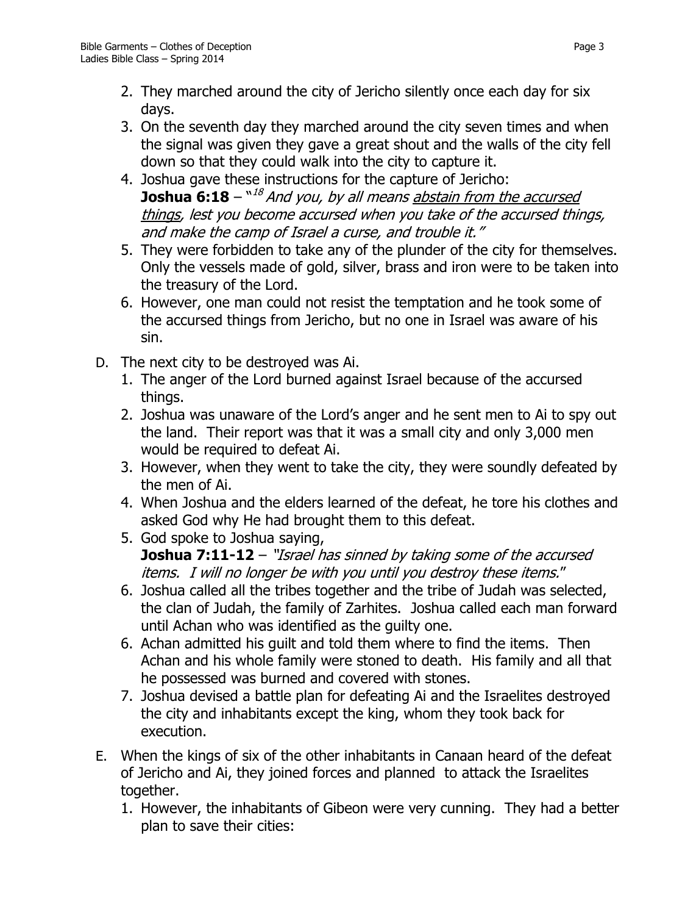2. They marched around the city of Jericho silently once each day for six days.
3. On the seventh day they marched around the city seven times and when the signal was given they gave a great shout and the walls of the city fell down so that they could walk into the city to capture it.
4. Joshua gave these instructions for the capture of Jericho: **Joshua 6:18** – "[18] *And you, by all means* *<u>abstain from the accursed things</u>, lest you become accursed when you take of the accursed things, and make the camp of Israel a curse, and trouble it."*
5. They were forbidden to take any of the plunder of the city for themselves. Only the vessels made of gold, silver, brass and iron were to be taken into the treasury of the Lord.
6. However, one man could not resist the temptation and he took some of the accursed things from Jericho, but no one in Israel was aware of his sin.

D. The next city to be destroyed was Ai.

1. The anger of the Lord burned against Israel because of the accursed things.
2. Joshua was unaware of the Lord's anger and he sent men to Ai to spy out the land. Their report was that it was a small city and only 3,000 men would be required to defeat Ai.
3. However, when they went to take the city, they were soundly defeated by the men of Ai.
4. When Joshua and the elders learned of the defeat, he tore his clothes and asked God why He had brought them to this defeat.
5. God spoke to Joshua saying, **Joshua 7:11-12** – *"Israel has sinned by taking some of the accursed items. I will no longer be with you until you destroy these items."*
6. Joshua called all the tribes together and the tribe of Judah was selected, the clan of Judah, the family of Zarhites. Joshua called each man forward until Achan who was identified as the guilty one.
6. Achan admitted his guilt and told them where to find the items. Then Achan and his whole family were stoned to death. His family and all that he possessed was burned and covered with stones.
7. Joshua devised a battle plan for defeating Ai and the Israelites destroyed the city and inhabitants except the king, whom they took back for execution.

E. When the kings of six of the other inhabitants in Canaan heard of the defeat of Jericho and Ai, they joined forces and planned to attack the Israelites together.

1. However, the inhabitants of Gibeon were very cunning. They had a better plan to save their cities: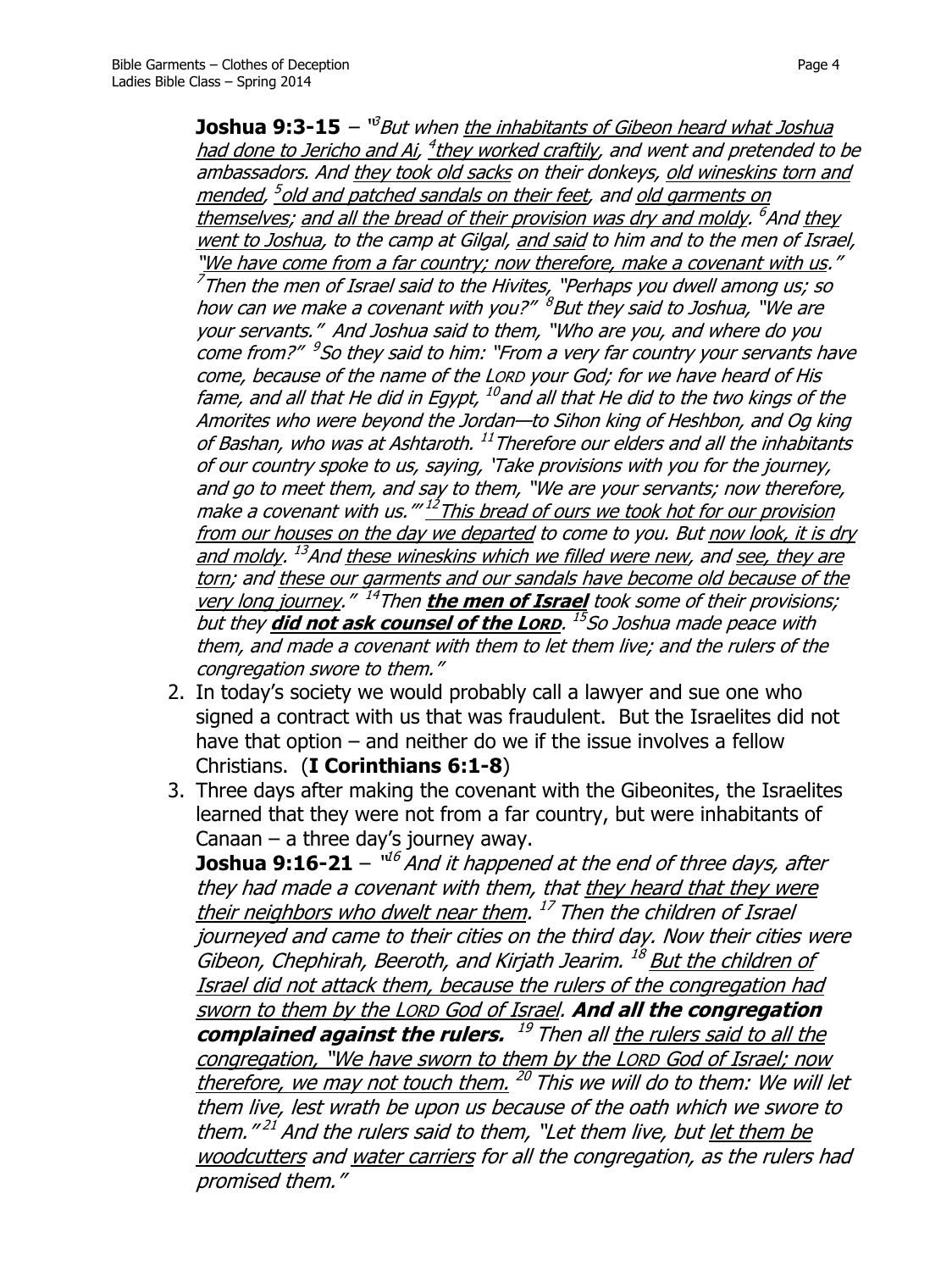**Joshua 9:3-15** – "[3]*But when* <u>*the inhabitants of Gibeon heard what Joshua had done to Jericho and Ai*</u>*,* [4]<u>*they worked craftily*</u>*, and went and pretended to be ambassadors. And* <u>*they took old sacks*</u> *on their donkeys,* <u>*old wineskins torn and mended*</u>*,* [5]<u>*old and patched sandals on their feet*</u>*, and* <u>*old garments on themselves*</u>*;* <u>*and all the bread of their provision was dry and moldy*</u>*.* [6]*And* <u>*they went to Joshua*</u>*, to the camp at Gilgal,* <u>*and said*</u> *to him and to the men of Israel,* <u>*"We have come from a far country; now therefore, make a covenant with us*</u>*."* [7]*Then the men of Israel said to the Hivites, "Perhaps you dwell among us; so how can we make a covenant with you?"* [8]*But they said to Joshua, "We are your servants." And Joshua said to them, "Who are you, and where do you come from?"* [9]*So they said to him: "From a very far country your servants have come, because of the name of the LORD your God; for we have heard of His fame, and all that He did in Egypt,* [10]*and all that He did to the two kings of the Amorites who were beyond the Jordan—to Sihon king of Heshbon, and Og king of Bashan, who was at Ashtaroth.* [11]*Therefore our elders and all the inhabitants of our country spoke to us, saying, 'Take provisions with you for the journey, and go to meet them, and say to them, "We are your servants; now therefore, make a covenant with us."'* [12]<u>*This bread of ours we took hot for our provision from our houses on the day we departed*</u> *to come to you. But* <u>*now look, it is dry and moldy*</u>*.* [13]*And* <u>*these wineskins which we filled were new*</u>*, and* <u>*see, they are torn*</u>*; and* <u>*these our garments and our sandals have become old because of the very long journey*</u>*."* [14]*Then* ***<u>the men of Israel</u>*** *took some of their provisions; but they* ***<u>did not ask counsel of the LORD</u>****.* [15]*So Joshua made peace with them, and made a covenant with them to let them live; and the rulers of the congregation swore to them."*

2. In today's society we would probably call a lawyer and sue one who signed a contract with us that was fraudulent. But the Israelites did not have that option – and neither do we if the issue involves a fellow Christians. (**I Corinthians 6:1-8**)
3. Three days after making the covenant with the Gibeonites, the Israelites learned that they were not from a far country, but were inhabitants of Canaan – a three day's journey away.

**Joshua 9:16-21** – "[16]*And it happened at the end of three days, after they had made a covenant with them, that* <u>*they heard that they were their neighbors who dwelt near them*</u>*.* [17]*Then the children of Israel journeyed and came to their cities on the third day. Now their cities were Gibeon, Chephirah, Beeroth, and Kirjath Jearim.* [18]<u>*But the children of Israel did not attack them, because the rulers of the congregation had sworn to them by the LORD God of Israel*</u>*.* ***And all the congregation complained against the rulers.*** [19]*Then all* <u>*the rulers said to all the congregation, "We have sworn to them by the LORD God of Israel; now therefore, we may not touch them.*</u> [20]*This we will do to them: We will let them live, lest wrath be upon us because of the oath which we swore to them."* [21]*And the rulers said to them, "Let them live, but* <u>*let them be woodcutters*</u> *and* <u>*water carriers*</u> *for all the congregation, as the rulers had promised them."*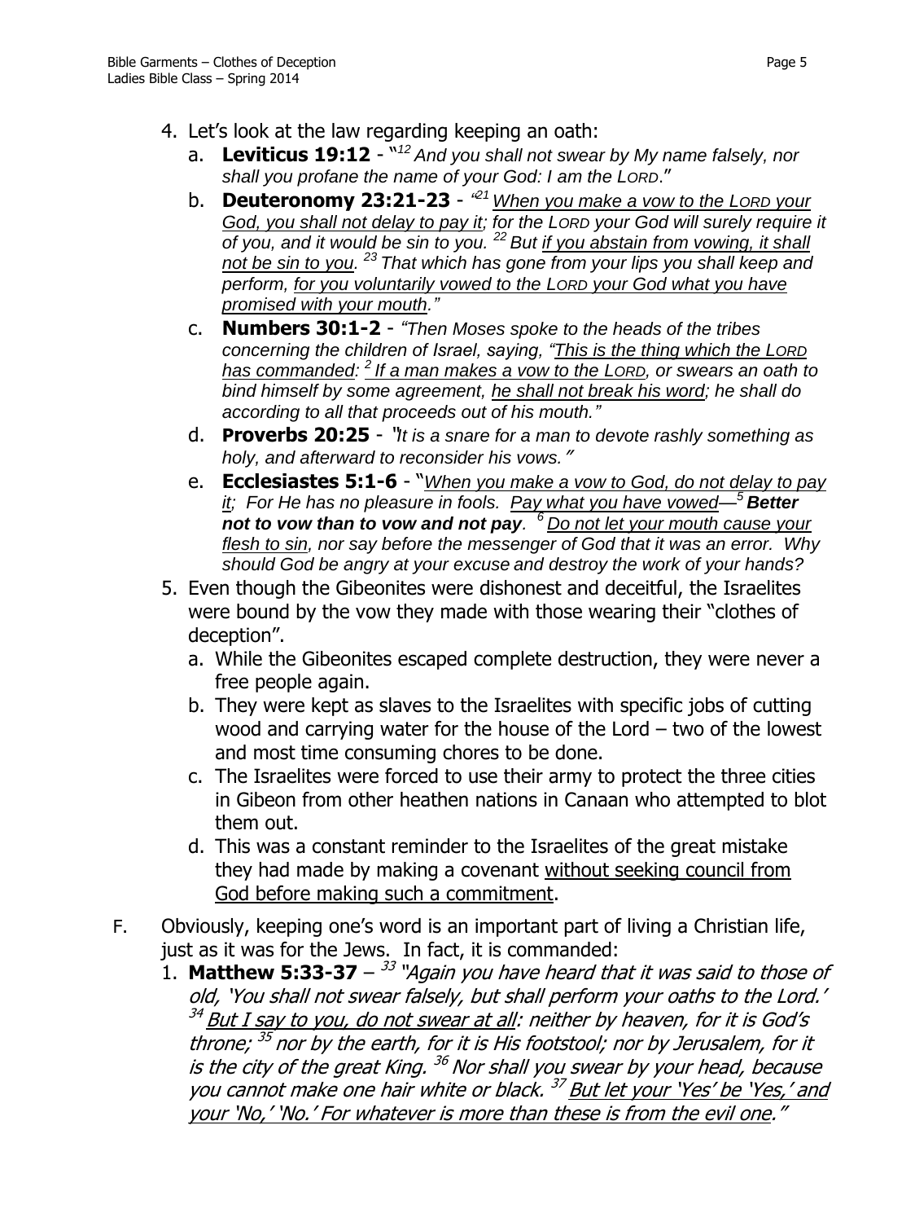4. Let's look at the law regarding keeping an oath:
   a. **Leviticus 19:12** - "[12] *And you shall not swear by My name falsely, nor shall you profane the name of your God: I am the LORD*."
   b. **Deuteronomy 23:21-23** - *"[21] <u>When you make a vow to the LORD your God, you shall not delay to pay it</u>; for the LORD your God will surely require it of you, and it would be sin to you. [22] But <u>if you abstain from vowing, it shall not be sin to you</u>. [23] That which has gone from your lips you shall keep and perform, <u>for you voluntarily vowed to the LORD your God what you have promised with your mouth</u>."*
   c. **Numbers 30:1-2** - *"Then Moses spoke to the heads of the tribes concerning the children of Israel, saying, "<u>This is the thing which the LORD has commanded</u>: [2] <u>If a man makes a vow to the LORD</u>, or swears an oath to bind himself by some agreement, <u>he shall not break his word</u>; he shall do according to all that proceeds out of his mouth."*
   d. **Proverbs 20:25** - "*It is a snare for a man to devote rashly something as holy, and afterward to reconsider his vows.*"
   e. **Ecclesiastes 5:1-6** - "*<u>When you make a vow to God, do not delay to pay it</u>; For He has no pleasure in fools. <u>Pay what you have vowed</u>— [5] **Better not to vow than to vow and not pay**. [6] <u>Do not let your mouth cause your flesh to sin</u>, nor say before the messenger of God that it was an error. Why should God be angry at your excuse and destroy the work of your hands?*
5. Even though the Gibeonites were dishonest and deceitful, the Israelites were bound by the vow they made with those wearing their "clothes of deception".
   a. While the Gibeonites escaped complete destruction, they were never a free people again.
   b. They were kept as slaves to the Israelites with specific jobs of cutting wood and carrying water for the house of the Lord – two of the lowest and most time consuming chores to be done.
   c. The Israelites were forced to use their army to protect the three cities in Gibeon from other heathen nations in Canaan who attempted to blot them out.
   d. This was a constant reminder to the Israelites of the great mistake they had made by making a covenant <u>without seeking council from God before making such a commitment</u>.

F. Obviously, keeping one's word is an important part of living a Christian life, just as it was for the Jews. In fact, it is commanded:
   1. **Matthew 5:33-37** – [33] "*Again you have heard that it was said to those of old, 'You shall not swear falsely, but shall perform your oaths to the Lord.' [34] <u>But I say to you, do not swear at all</u>: neither by heaven, for it is God's throne; [35] nor by the earth, for it is His footstool; nor by Jerusalem, for it is the city of the great King. [36] Nor shall you swear by your head, because you cannot make one hair white or black. [37] <u>But let your 'Yes' be 'Yes,' and your 'No,' 'No.' For whatever is more than these is from the evil one</u>.*"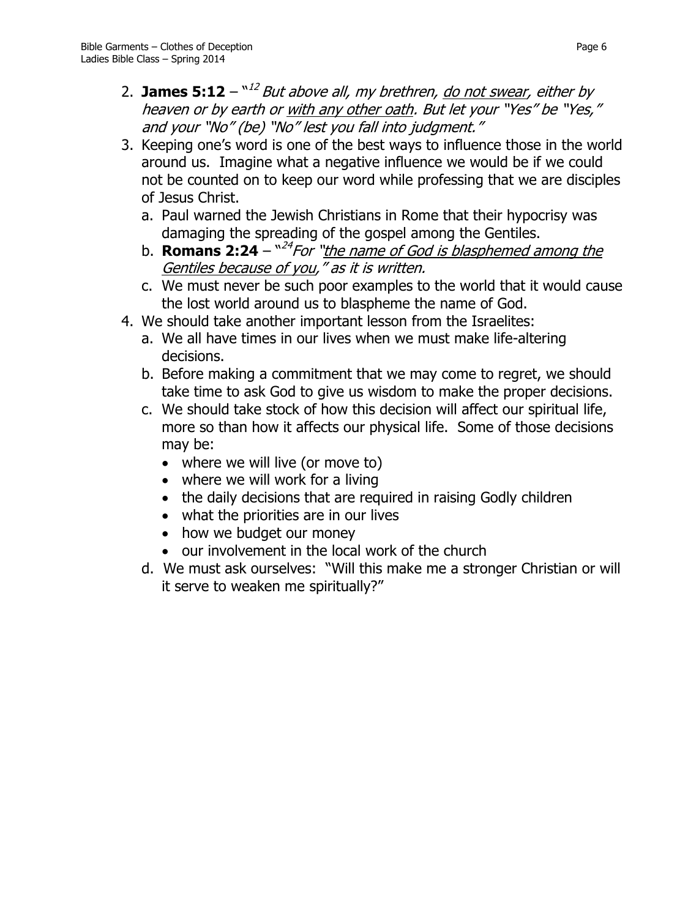2. **James 5:12** – "[12] *But above all, my brethren, <u>do not swear</u>, either by heaven or by earth or <u>with any other oath</u>. But let your "Yes" be "Yes," and your "No" (be) "No" lest you fall into judgment."*

3. Keeping one's word is one of the best ways to influence those in the world around us. Imagine what a negative influence we would be if we could not be counted on to keep our word while professing that we are disciples of Jesus Christ.
   a. Paul warned the Jewish Christians in Rome that their hypocrisy was damaging the spreading of the gospel among the Gentiles.
   b. **Romans 2:24** – "[24] *For "<u>the name of God is blasphemed among the Gentiles because of you</u>," as it is written.*
   c. We must never be such poor examples to the world that it would cause the lost world around us to blaspheme the name of God.

4. We should take another important lesson from the Israelites:
   a. We all have times in our lives when we must make life-altering decisions.
   b. Before making a commitment that we may come to regret, we should take time to ask God to give us wisdom to make the proper decisions.
   c. We should take stock of how this decision will affect our spiritual life, more so than how it affects our physical life. Some of those decisions may be:
      - where we will live (or move to)
      - where we will work for a living
      - the daily decisions that are required in raising Godly children
      - what the priorities are in our lives
      - how we budget our money
      - our involvement in the local work of the church
   d. We must ask ourselves: "Will this make me a stronger Christian or will it serve to weaken me spiritually?"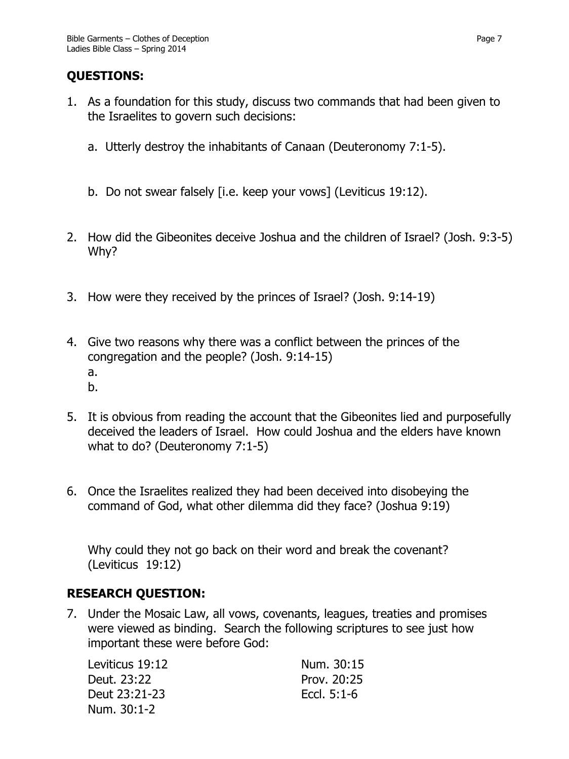## QUESTIONS:

1. As a foundation for this study, discuss two commands that had been given to the Israelites to govern such decisions:

   a. Utterly destroy the inhabitants of Canaan (Deuteronomy 7:1-5).

   b. Do not swear falsely [i.e. keep your vows] (Leviticus 19:12).

2. How did the Gibeonites deceive Joshua and the children of Israel? (Josh. 9:3-5) Why?

3. How were they received by the princes of Israel? (Josh. 9:14-19)

4. Give two reasons why there was a conflict between the princes of the congregation and the people? (Josh. 9:14-15)
   a.
   b.

5. It is obvious from reading the account that the Gibeonites lied and purposefully deceived the leaders of Israel. How could Joshua and the elders have known what to do? (Deuteronomy 7:1-5)

6. Once the Israelites realized they had been deceived into disobeying the command of God, what other dilemma did they face? (Joshua 9:19)

   Why could they not go back on their word and break the covenant? (Leviticus 19:12)

## RESEARCH QUESTION:

7. Under the Mosaic Law, all vows, covenants, leagues, treaties and promises were viewed as binding. Search the following scriptures to see just how important these were before God:

   Leviticus 19:12
   Deut. 23:22
   Deut 23:21-23
   Num. 30:1-2
   Num. 30:15
   Prov. 20:25
   Eccl. 5:1-6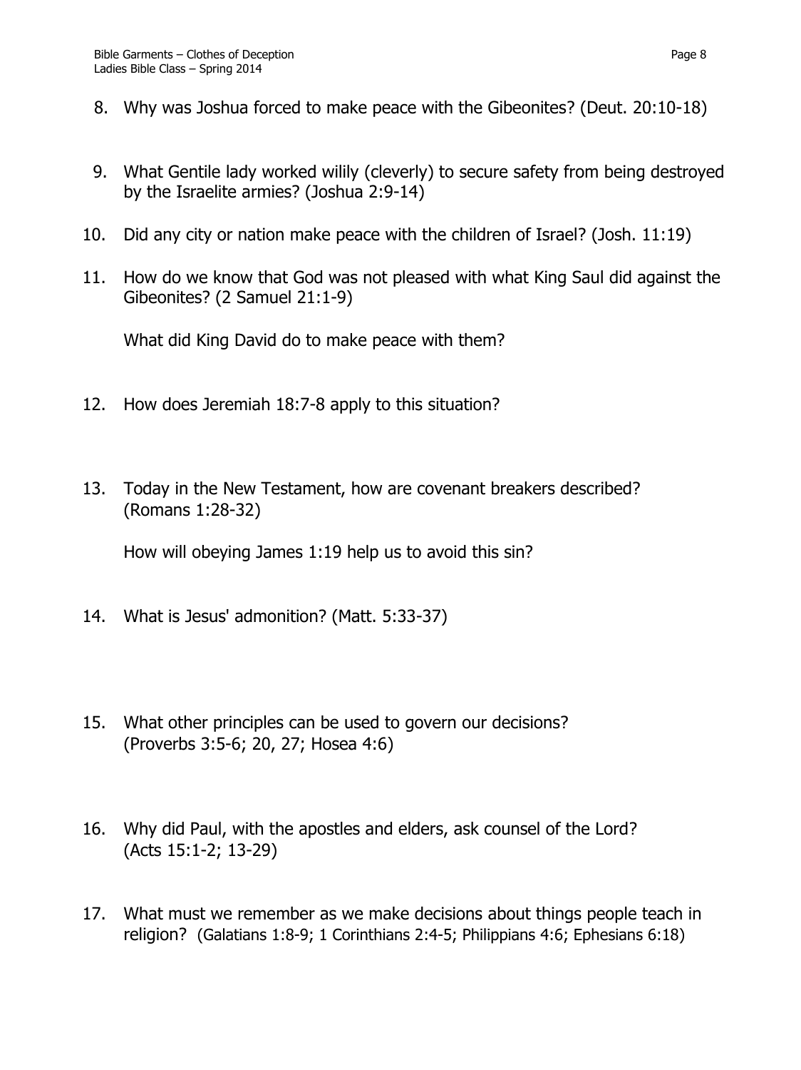8. Why was Joshua forced to make peace with the Gibeonites? (Deut. 20:10-18)

9. What Gentile lady worked wilily (cleverly) to secure safety from being destroyed by the Israelite armies? (Joshua 2:9-14)

10. Did any city or nation make peace with the children of Israel? (Josh. 11:19)

11. How do we know that God was not pleased with what King Saul did against the Gibeonites? (2 Samuel 21:1-9)

    What did King David do to make peace with them?

12. How does Jeremiah 18:7-8 apply to this situation?

13. Today in the New Testament, how are covenant breakers described? (Romans 1:28-32)

    How will obeying James 1:19 help us to avoid this sin?

14. What is Jesus' admonition? (Matt. 5:33-37)

15. What other principles can be used to govern our decisions? (Proverbs 3:5-6; 20, 27; Hosea 4:6)

16. Why did Paul, with the apostles and elders, ask counsel of the Lord? (Acts 15:1-2; 13-29)

17. What must we remember as we make decisions about things people teach in religion? (Galatians 1:8-9; 1 Corinthians 2:4-5; Philippians 4:6; Ephesians 6:18)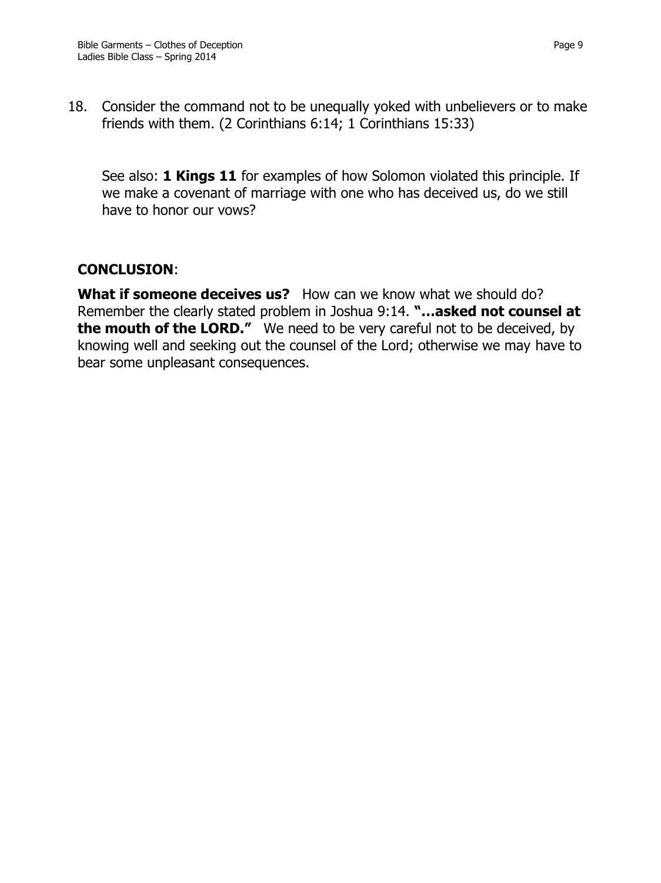18. Consider the command not to be unequally yoked with unbelievers or to make friends with them. (2 Corinthians 6:14; 1 Corinthians 15:33)

    See also: **1 Kings 11** for examples of how Solomon violated this principle. If we make a covenant of marriage with one who has deceived us, do we still have to honor our vows?

**CONCLUSION**:

**What if someone deceives us?** How can we know what we should do? Remember the clearly stated problem in Joshua 9:14. **"...asked not counsel at the mouth of the LORD."** We need to be very careful not to be deceived, by knowing well and seeking out the counsel of the Lord; otherwise we may have to bear some unpleasant consequences.